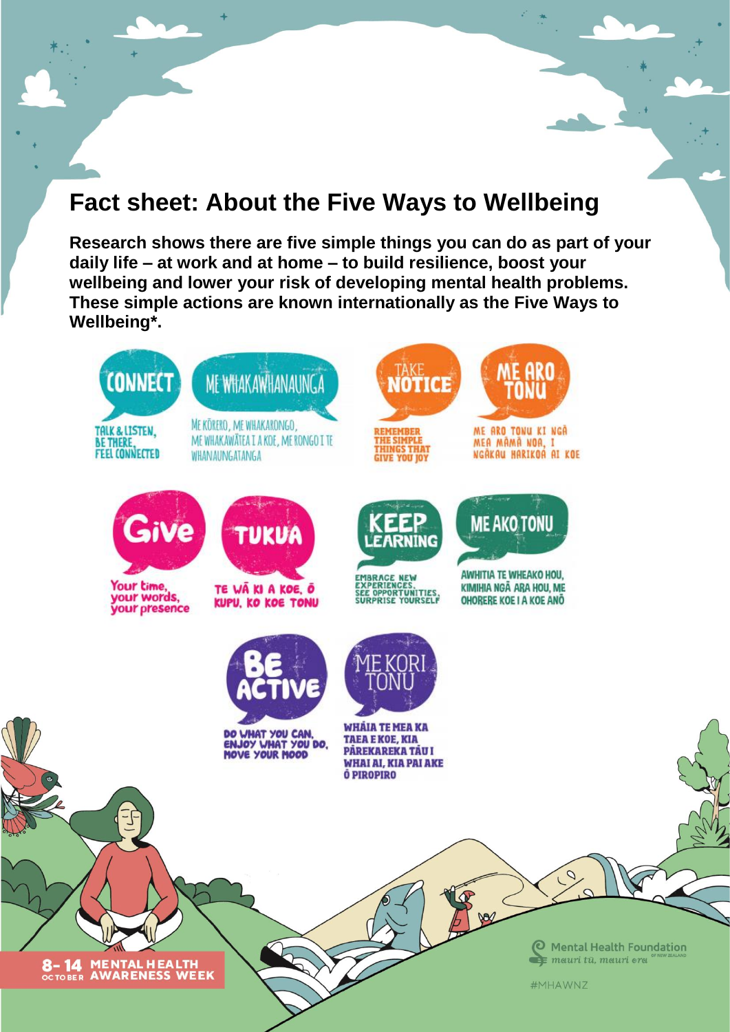# Fact sheet: About the Five Ways to Wellbeing

**Research shows there are five simple things you can do as part of your daily life – at work and at home – to build resilience, boost your wellbeing and lower your risk of developing mental health problems. These simple actions are known internationally as the Five Ways to Wellbeing*.**

**CONNECT**

TALK & LISTEN, BE THERE, FEEL CONNECTED

**ME WHAKAWHANAUNGA**

ME KŌRERO, ME WHAKARONGO, ME WHAKAWĀTEA I A KOE, ME RONGO I TE WHANAUNGATANGA

**TAKE NOTICE**

REMEMBER THE SIMPLE THINGS THAT GIVE YOU JOY

**ME ARO TONU**

ME ARO TONU KI NGĀ MEA MĀMĀ NOA, I NGĀKAU HARIKOA AI KOE

**Give**

Your time, your words, your presence

**TUKUA**

TE WĀ KI A KOE, Ō KUPU, KO KOE TONU

**KEEP LEARNING**

EMBRACE NEW EXPERIENCES, SEE OPPORTUNITIES, SURPRISE YOURSELF

**ME AKO TONU**

AWHITIA TE WHEAKO HOU, KIMIHIA NGĀ ARA HOU, ME OHORERE KOE I A KOE ANŌ

**BE ACTIVE**

DO WHAT YOU CAN, ENJOY WHAT YOU DO, MOVE YOUR MOOD

**ME KORI TONU**

WHĀIA TE MEA KA TAEA E KOE, KIA PĀREKAREKA TĀU I WHAI AI, KIA PAI AKE Ō PIROPIRO

8-14 OCTOBER MENTAL HEALTH AWARENESS WEEK

Mental Health Foundation of New Zealand – mauri tū, mauri ora

#MHAWNZ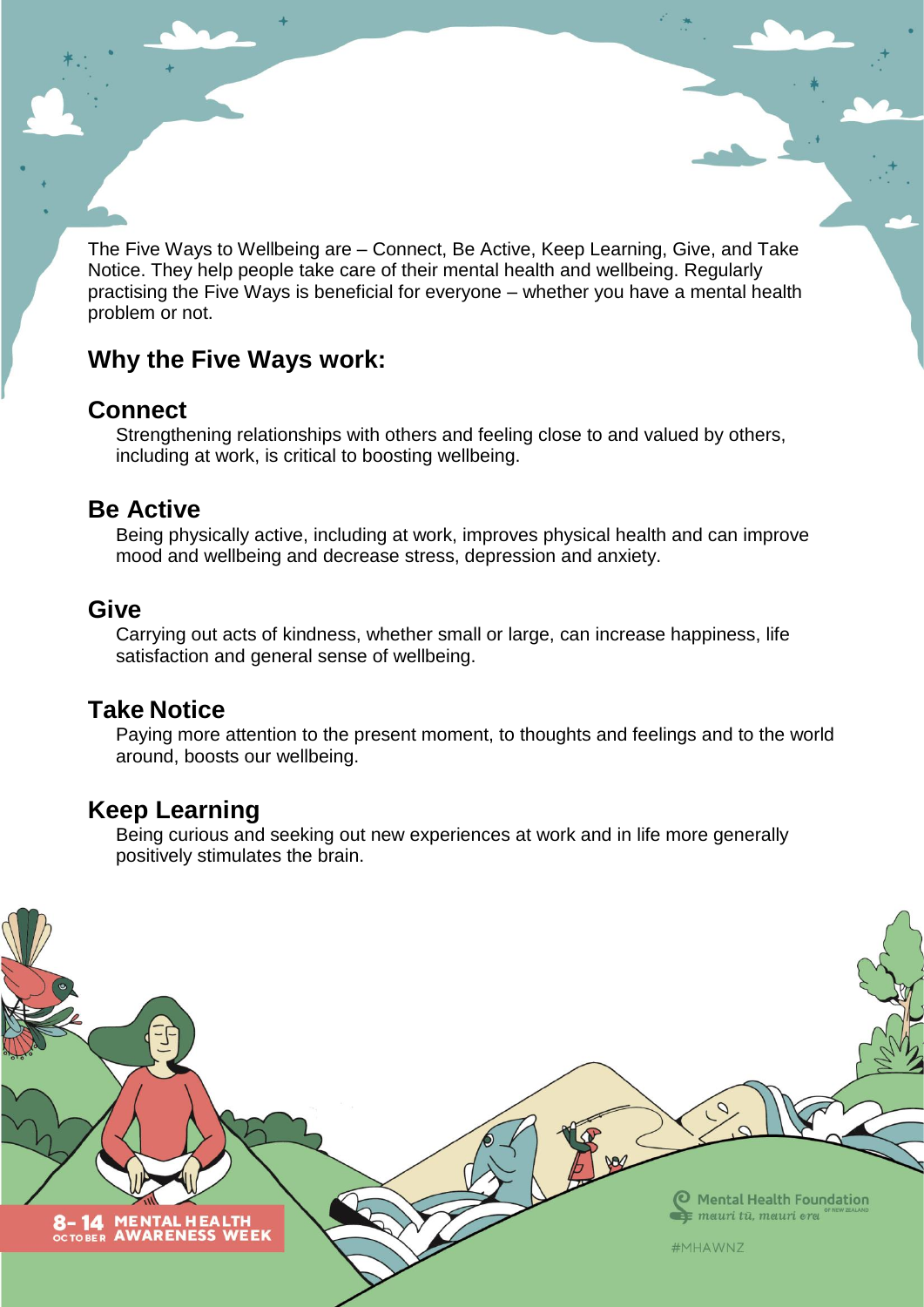The Five Ways to Wellbeing are – Connect, Be Active, Keep Learning, Give, and Take Notice. They help people take care of their mental health and wellbeing. Regularly practising the Five Ways is beneficial for everyone – whether you have a mental health problem or not.

## Why the Five Ways work:

### Connect

Strengthening relationships with others and feeling close to and valued by others, including at work, is critical to boosting wellbeing.

### Be Active

Being physically active, including at work, improves physical health and can improve mood and wellbeing and decrease stress, depression and anxiety.

### Give

Carrying out acts of kindness, whether small or large, can increase happiness, life satisfaction and general sense of wellbeing.

### Take Notice

Paying more attention to the present moment, to thoughts and feelings and to the world around, boosts our wellbeing.

### Keep Learning

Being curious and seeking out new experiences at work and in life more generally positively stimulates the brain.

8-14 OCTOBER MENTAL HEALTH AWARENESS WEEK

Mental Health Foundation OF NEW ZEALAND
mauri tū, mauri ora

#MHAWNZ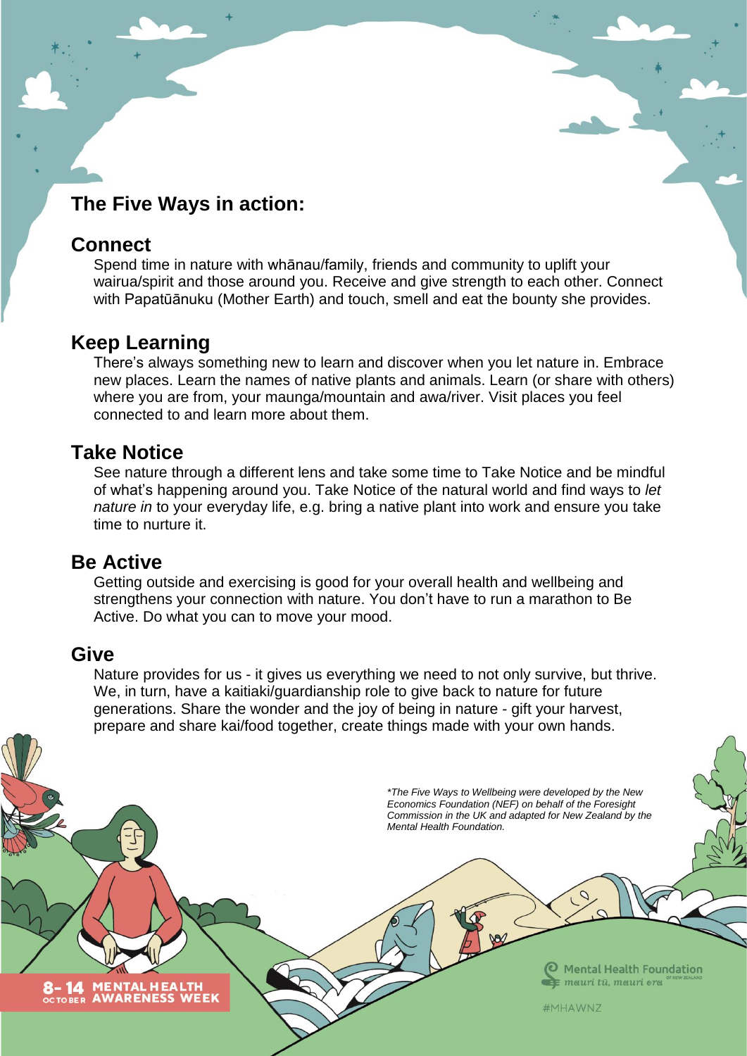## The Five Ways in action:

### Connect

Spend time in nature with whānau/family, friends and community to uplift your wairua/spirit and those around you. Receive and give strength to each other. Connect with Papatūānuku (Mother Earth) and touch, smell and eat the bounty she provides.

### Keep Learning

There's always something new to learn and discover when you let nature in. Embrace new places. Learn the names of native plants and animals. Learn (or share with others) where you are from, your maunga/mountain and awa/river. Visit places you feel connected to and learn more about them.

### Take Notice

See nature through a different lens and take some time to Take Notice and be mindful of what's happening around you. Take Notice of the natural world and find ways to *let nature in* to your everyday life, e.g. bring a native plant into work and ensure you take time to nurture it.

### Be Active

Getting outside and exercising is good for your overall health and wellbeing and strengthens your connection with nature. You don't have to run a marathon to Be Active. Do what you can to move your mood.

### Give

Nature provides for us - it gives us everything we need to not only survive, but thrive. We, in turn, have a kaitiaki/guardianship role to give back to nature for future generations. Share the wonder and the joy of being in nature - gift your harvest, prepare and share kai/food together, create things made with your own hands.

*\*The Five Ways to Wellbeing were developed by the New Economics Foundation (NEF) on behalf of the Foresight Commission in the UK and adapted for New Zealand by the Mental Health Foundation.*

8-14 OCTOBER MENTAL HEALTH AWARENESS WEEK

Mental Health Foundation of New Zealand
mauri tū, mauri ora

#MHAWNZ